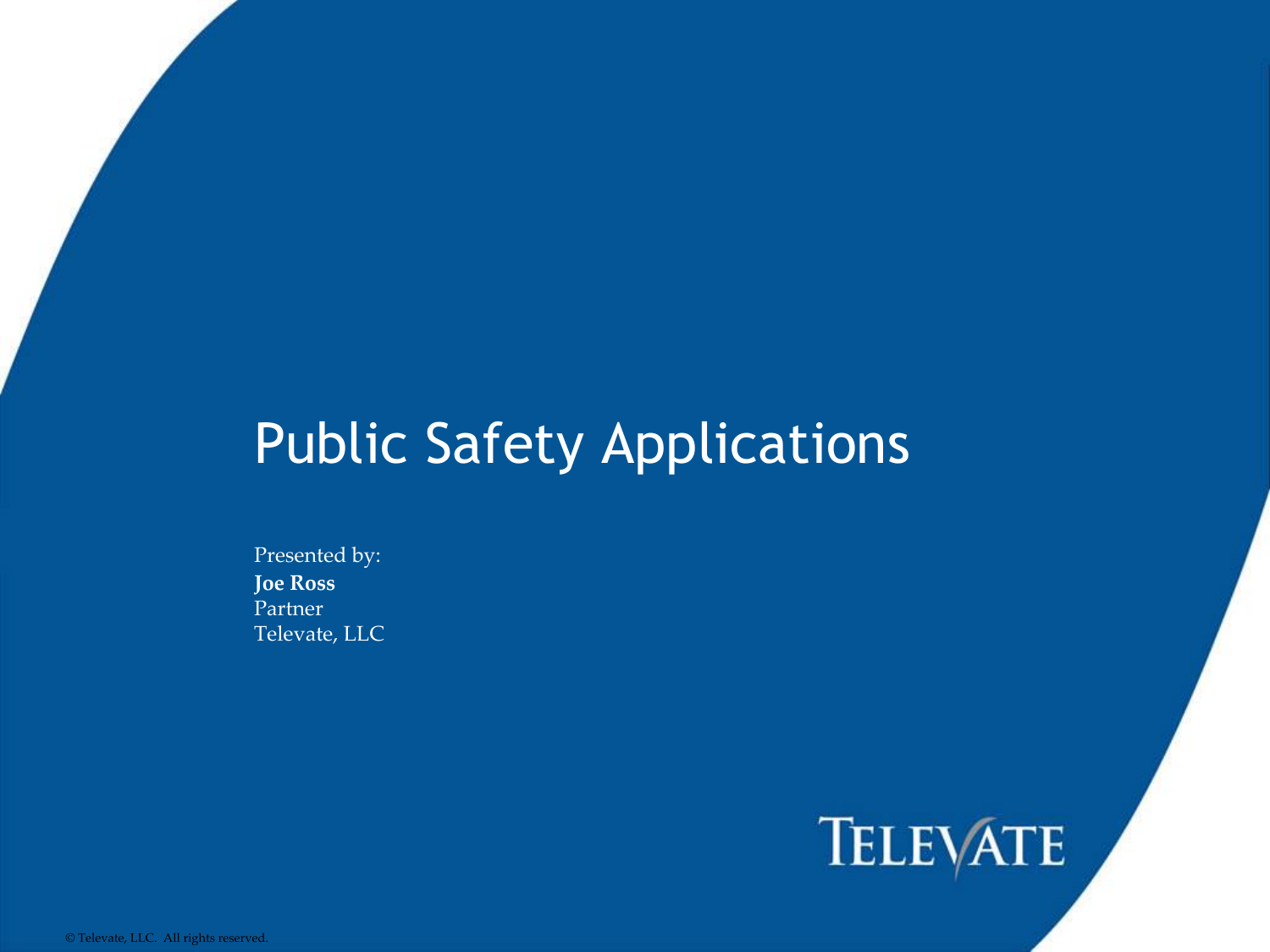# Public Safety Applications

Presented by:
**Joe Ross**
Partner
Televate, LLC

TELEVATE

© Televate, LLC. All rights reserved.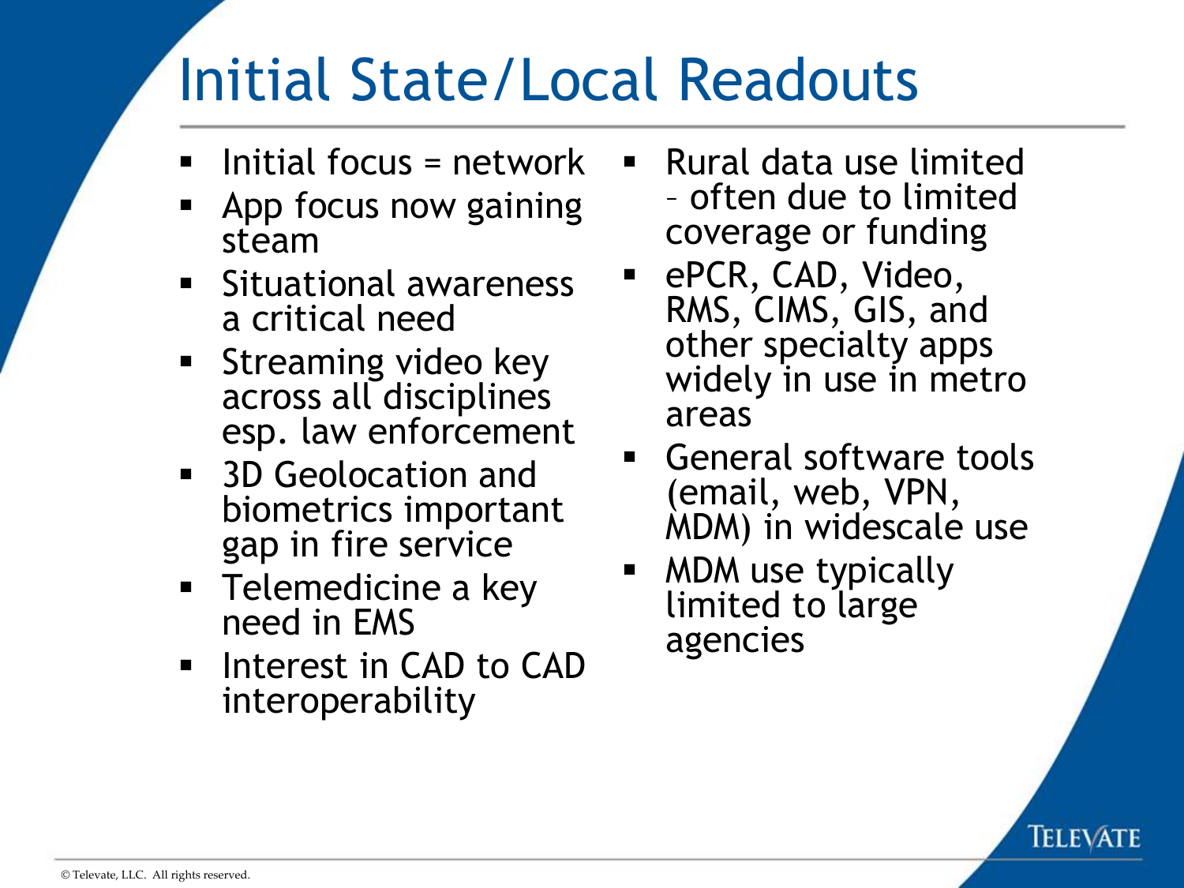# Initial State/Local Readouts

- Initial focus = network
- App focus now gaining steam
- Situational awareness a critical need
- Streaming video key across all disciplines esp. law enforcement
- 3D Geolocation and biometrics important gap in fire service
- Telemedicine a key need in EMS
- Interest in CAD to CAD interoperability
- Rural data use limited – often due to limited coverage or funding
- ePCR, CAD, Video, RMS, CIMS, GIS, and other specialty apps widely in use in metro areas
- General software tools (email, web, VPN, MDM) in widescale use
- MDM use typically limited to large agencies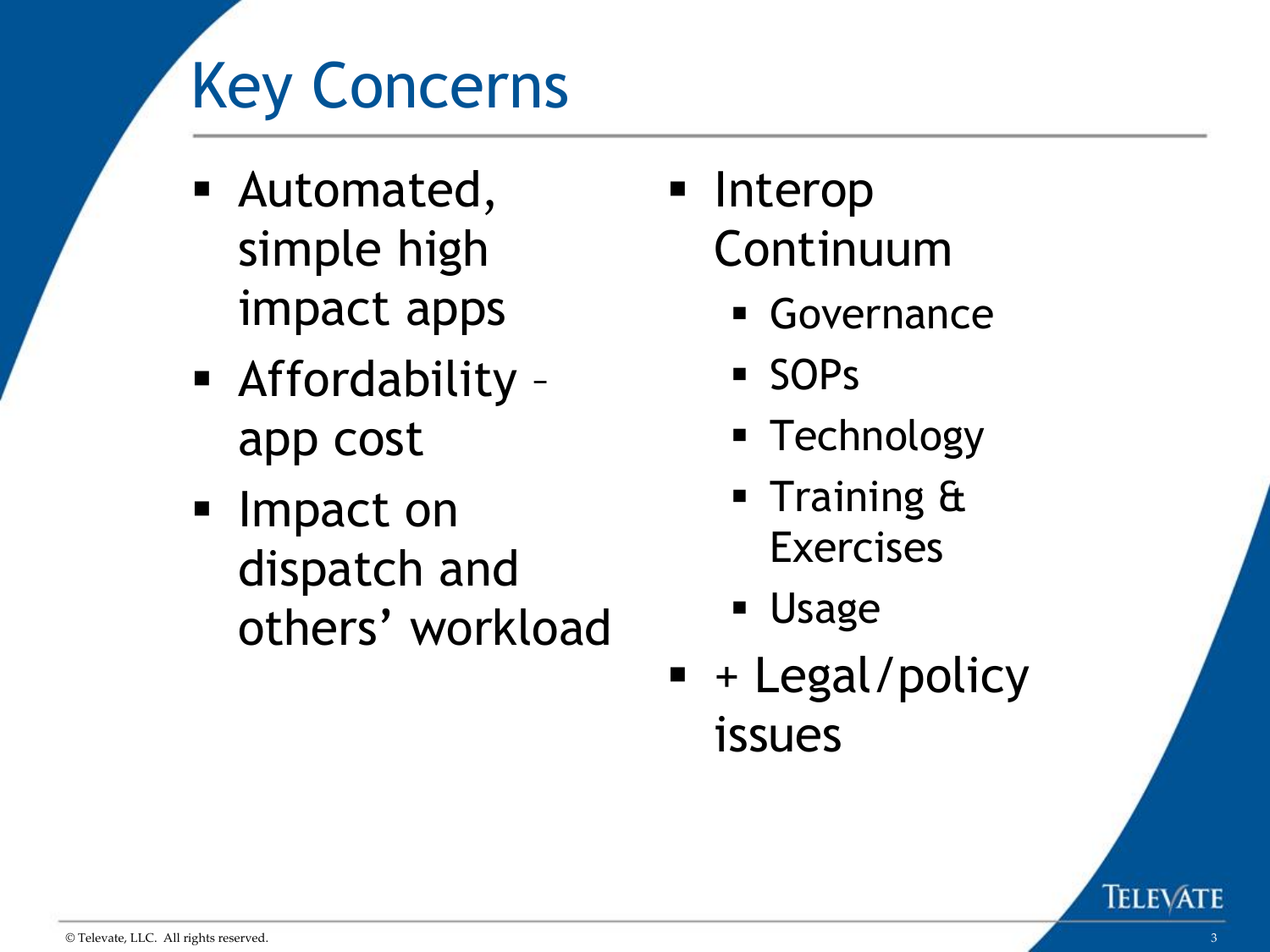# Key Concerns

- Automated, simple high impact apps
- Affordability – app cost
- Impact on dispatch and others' workload
- Interop Continuum
  - Governance
  - SOPs
  - Technology
  - Training & Exercises
  - Usage
- + Legal/policy issues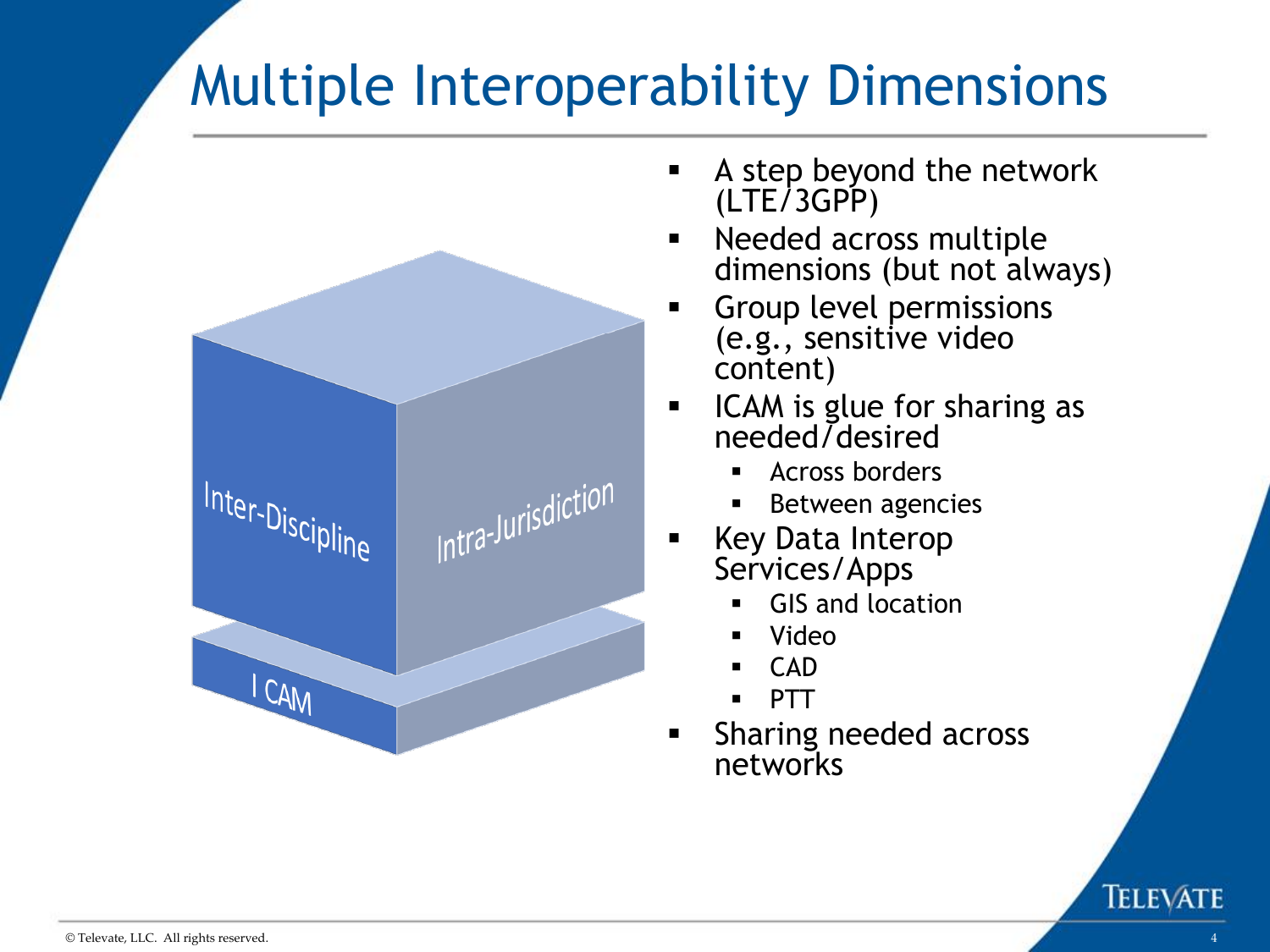# Multiple Interoperability Dimensions

Inter-Discipline

Intra-Jurisdiction

I CAM

- A step beyond the network (LTE/3GPP)
- Needed across multiple dimensions (but not always)
- Group level permissions (e.g., sensitive video content)
- ICAM is glue for sharing as needed/desired
  - Across borders
  - Between agencies
- Key Data Interop Services/Apps
  - GIS and location
  - Video
  - CAD
  - PTT
- Sharing needed across networks

© Televate, LLC. All rights reserved.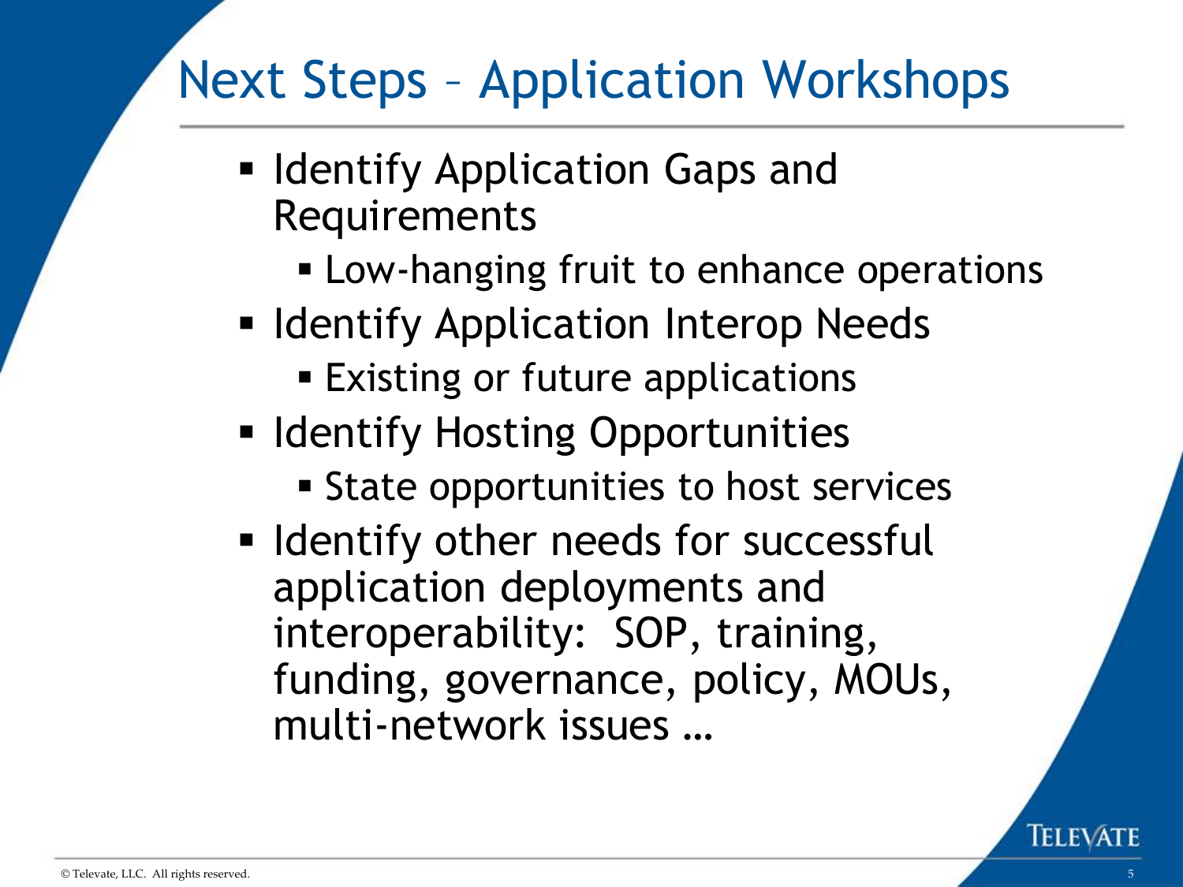# Next Steps – Application Workshops

- Identify Application Gaps and Requirements
  - Low-hanging fruit to enhance operations
- Identify Application Interop Needs
  - Existing or future applications
- Identify Hosting Opportunities
  - State opportunities to host services
- Identify other needs for successful application deployments and interoperability: SOP, training, funding, governance, policy, MOUs, multi-network issues …